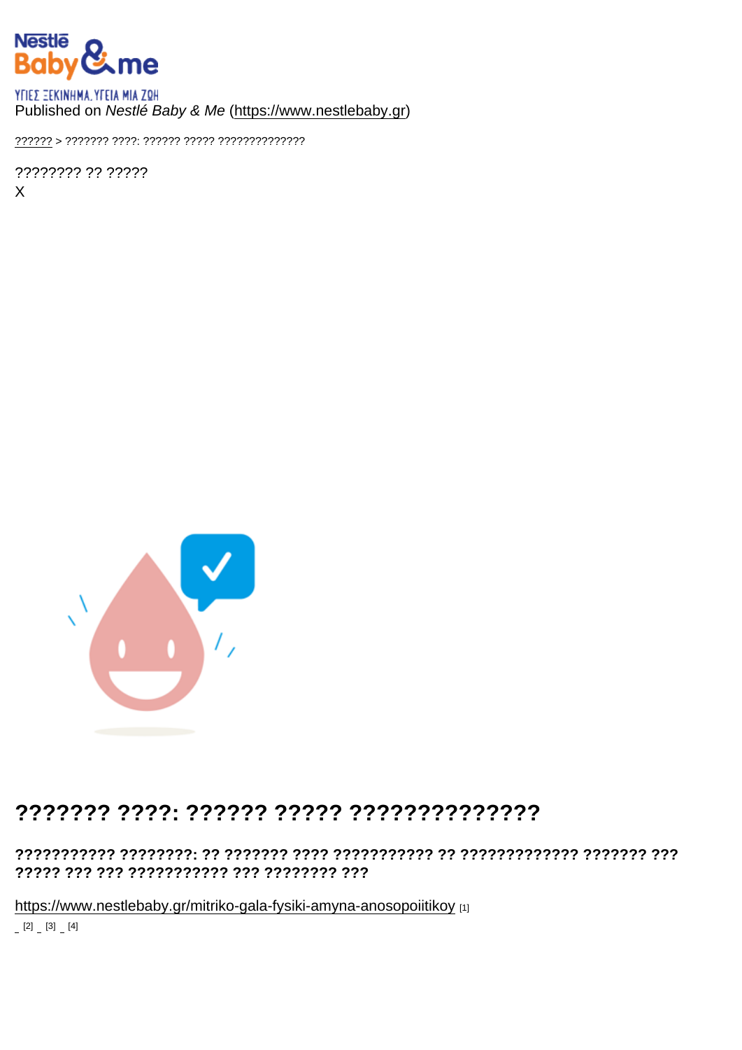ΥΓΙΕΣ ΞΕΚΙΝΗΜΑ. ΥΓΕΙΑ ΜΙΑ ΖΩΗ
Published on *Nestlé Baby & Me* (https://www.nestlebaby.gr)

?????? > ??????? ????: ?????? ????? ??????????????

???????? ?? ?????
X

# ??????? ????: ?????? ????? ??????????????

**??????????? ????????: ?? ??????? ???? ??????????? ?? ????????????? ??????? ??? ????? ??? ??? ??????????? ??? ???????? ???**

https://www.nestlebaby.gr/mitriko-gala-fysiki-amyna-anosopoiitikoy [1]

[2] [3] [4]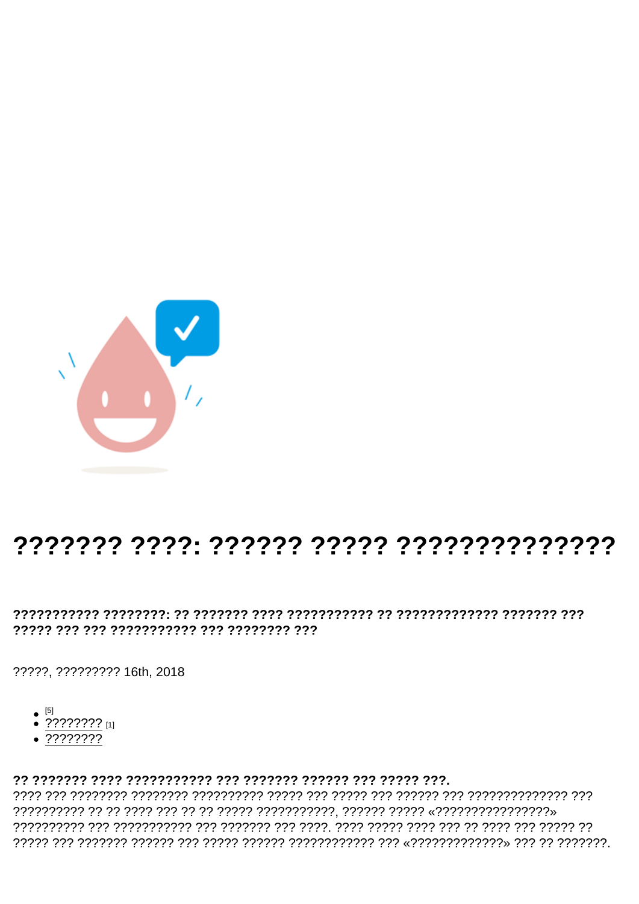# ??????? ????: ?????? ????? ??????????????

**??????????? ????????: ?? ??????? ???? ??????????? ?? ????????????? ??????? ??? ????? ??? ??? ??????????? ??? ???????? ???**

?????, ????????? 16th, 2018

- [5]
- ???????? [1]
- ????????

**?? ??????? ???? ??????????? ??? ??????? ?????? ??? ????? ???.**
???? ??? ???????? ???????? ?????????? ????? ??? ????? ??? ?????? ??? ?????????????? ??? ?????????? ?? ?? ???? ??? ?? ?? ????? ???????????, ?????? ????? «????????????????» ?????????? ??? ??????????? ??? ??????? ??? ????. ???? ????? ???? ??? ?? ???? ??? ????? ?? ????? ??? ??????? ?????? ??? ????? ?????? ???????????? ??? «?????????????» ??? ?? ???????.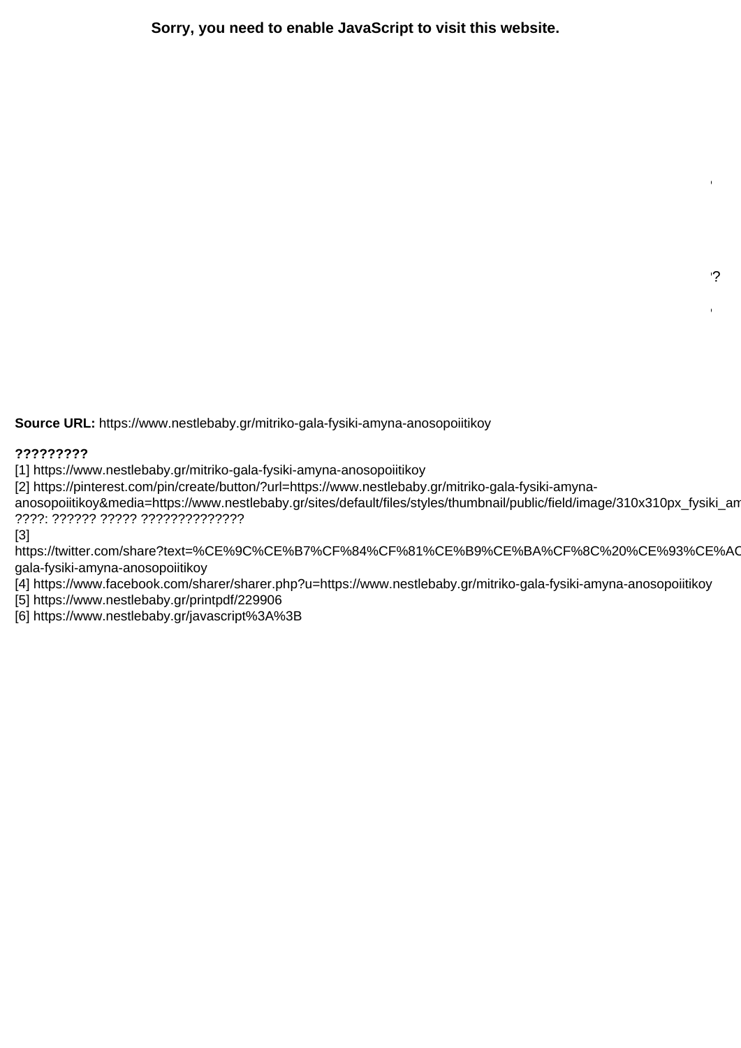**Sorry, you need to enable JavaScript to visit this website.**

'

'?

'

**Source URL:** https://www.nestlebaby.gr/mitriko-gala-fysiki-amyna-anosopoiitikoy

**?????????**

[1] https://www.nestlebaby.gr/mitriko-gala-fysiki-amyna-anosopoiitikoy
[2] https://pinterest.com/pin/create/button/?url=https://www.nestlebaby.gr/mitriko-gala-fysiki-amyna-anosopoiitikoy&media=https://www.nestlebaby.gr/sites/default/files/styles/thumbnail/public/field/image/310x310px_fysiki_am
????: ?????? ????? ??????????????
[3]
https://twitter.com/share?text=%CE%9C%CE%B7%CF%84%CF%81%CE%B9%CE%BA%CF%8C%20%CE%93%CE%AC
gala-fysiki-amyna-anosopoiitikoy
[4] https://www.facebook.com/sharer/sharer.php?u=https://www.nestlebaby.gr/mitriko-gala-fysiki-amyna-anosopoiitikoy
[5] https://www.nestlebaby.gr/printpdf/229906
[6] https://www.nestlebaby.gr/javascript%3A%3B